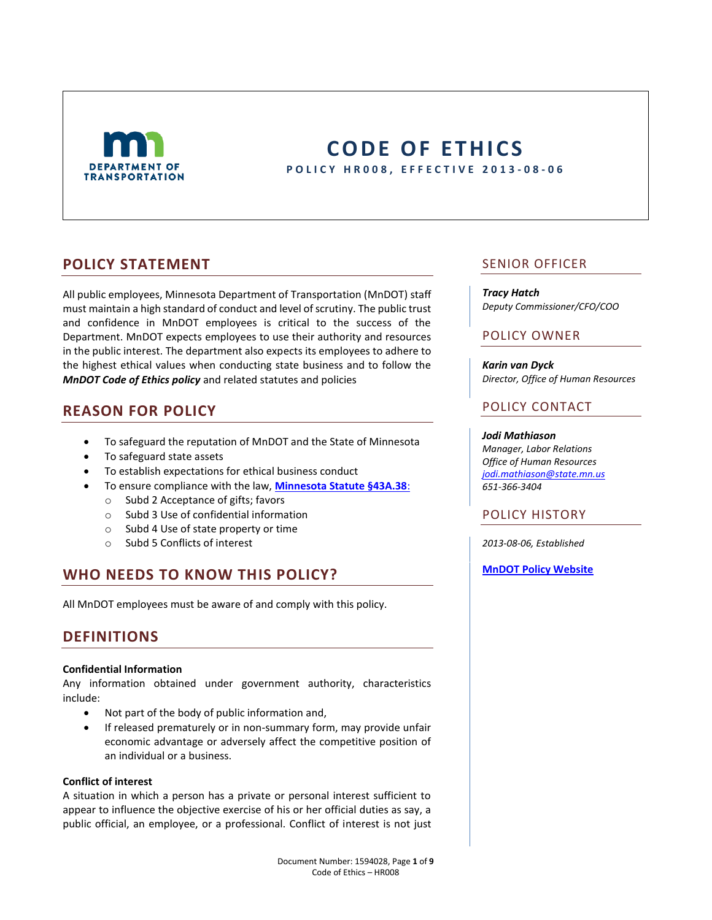DEPARTMENT OF TRANSPORTATION

# CODE OF ETHICS

**POLICY HR008, EFFECTIVE 2013-08-06**

## POLICY STATEMENT

All public employees, Minnesota Department of Transportation (MnDOT) staff must maintain a high standard of conduct and level of scrutiny. The public trust and confidence in MnDOT employees is critical to the success of the Department. MnDOT expects employees to use their authority and resources in the public interest. The department also expects its employees to adhere to the highest ethical values when conducting state business and to follow the ***MnDOT Code of Ethics policy*** and related statutes and policies

## REASON FOR POLICY

- To safeguard the reputation of MnDOT and the State of Minnesota
- To safeguard state assets
- To establish expectations for ethical business conduct
- To ensure compliance with the law, **Minnesota Statute §43A.38**:
  - Subd 2 Acceptance of gifts; favors
  - Subd 3 Use of confidential information
  - Subd 4 Use of state property or time
  - Subd 5 Conflicts of interest

## WHO NEEDS TO KNOW THIS POLICY?

All MnDOT employees must be aware of and comply with this policy.

## DEFINITIONS

**Confidential Information**
Any information obtained under government authority, characteristics include:

- Not part of the body of public information and,
- If released prematurely or in non-summary form, may provide unfair economic advantage or adversely affect the competitive position of an individual or a business.

**Conflict of interest**
A situation in which a person has a private or personal interest sufficient to appear to influence the objective exercise of his or her official duties as say, a public official, an employee, or a professional. Conflict of interest is not just

## SENIOR OFFICER

***Tracy Hatch***
*Deputy Commissioner/CFO/COO*

## POLICY OWNER

***Karin van Dyck***
*Director, Office of Human Resources*

## POLICY CONTACT

***Jodi Mathiason***
*Manager, Labor Relations*
*Office of Human Resources*
*jodi.mathiason@state.mn.us*
*651-366-3404*

## POLICY HISTORY

*2013-08-06, Established*

**MnDOT Policy Website**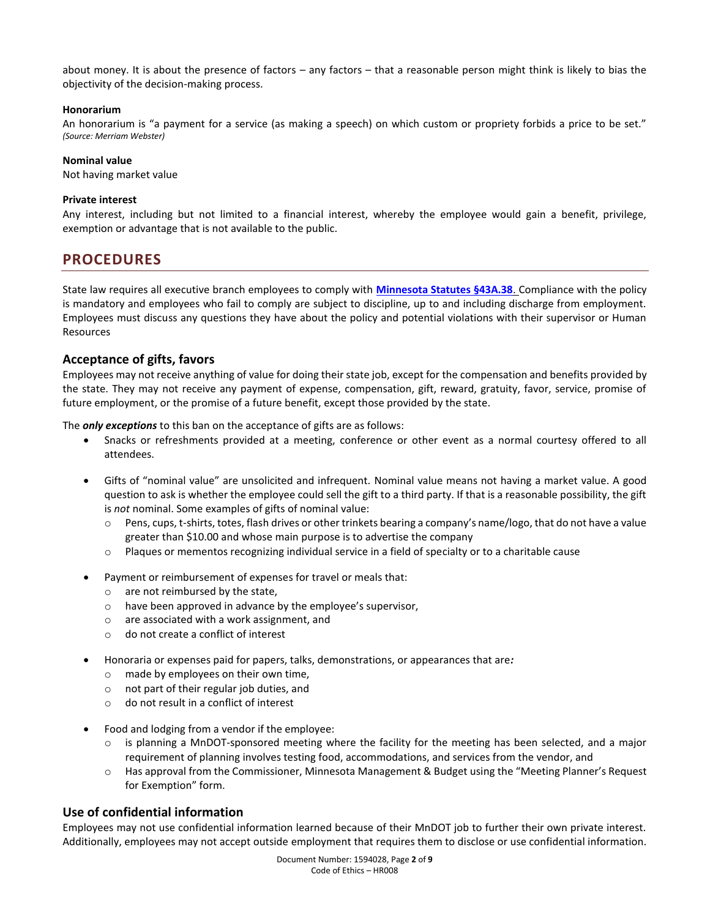about money. It is about the presence of factors – any factors – that a reasonable person might think is likely to bias the objectivity of the decision-making process.

**Honorarium**

An honorarium is "a payment for a service (as making a speech) on which custom or propriety forbids a price to be set." *(Source: Merriam Webster)*

**Nominal value**

Not having market value

**Private interest**

Any interest, including but not limited to a financial interest, whereby the employee would gain a benefit, privilege, exemption or advantage that is not available to the public.

## PROCEDURES

State law requires all executive branch employees to comply with **[Minnesota Statutes §43A.38](#)**. Compliance with the policy is mandatory and employees who fail to comply are subject to discipline, up to and including discharge from employment. Employees must discuss any questions they have about the policy and potential violations with their supervisor or Human Resources

### Acceptance of gifts, favors

Employees may not receive anything of value for doing their state job, except for the compensation and benefits provided by the state. They may not receive any payment of expense, compensation, gift, reward, gratuity, favor, service, promise of future employment, or the promise of a future benefit, except those provided by the state.

The ***only exceptions*** to this ban on the acceptance of gifts are as follows:

- Snacks or refreshments provided at a meeting, conference or other event as a normal courtesy offered to all attendees.
- Gifts of "nominal value" are unsolicited and infrequent. Nominal value means not having a market value. A good question to ask is whether the employee could sell the gift to a third party. If that is a reasonable possibility, the gift is *not* nominal. Some examples of gifts of nominal value:
  - Pens, cups, t-shirts, totes, flash drives or other trinkets bearing a company's name/logo, that do not have a value greater than $10.00 and whose main purpose is to advertise the company
  - Plaques or mementos recognizing individual service in a field of specialty or to a charitable cause
- Payment or reimbursement of expenses for travel or meals that:
  - are not reimbursed by the state,
  - have been approved in advance by the employee's supervisor,
  - are associated with a work assignment, and
  - do not create a conflict of interest
- Honoraria or expenses paid for papers, talks, demonstrations, or appearances that are*:*
  - made by employees on their own time,
  - not part of their regular job duties, and
  - do not result in a conflict of interest
- Food and lodging from a vendor if the employee:
  - is planning a MnDOT-sponsored meeting where the facility for the meeting has been selected, and a major requirement of planning involves testing food, accommodations, and services from the vendor, and
  - Has approval from the Commissioner, Minnesota Management & Budget using the "Meeting Planner's Request for Exemption" form.

### Use of confidential information

Employees may not use confidential information learned because of their MnDOT job to further their own private interest. Additionally, employees may not accept outside employment that requires them to disclose or use confidential information.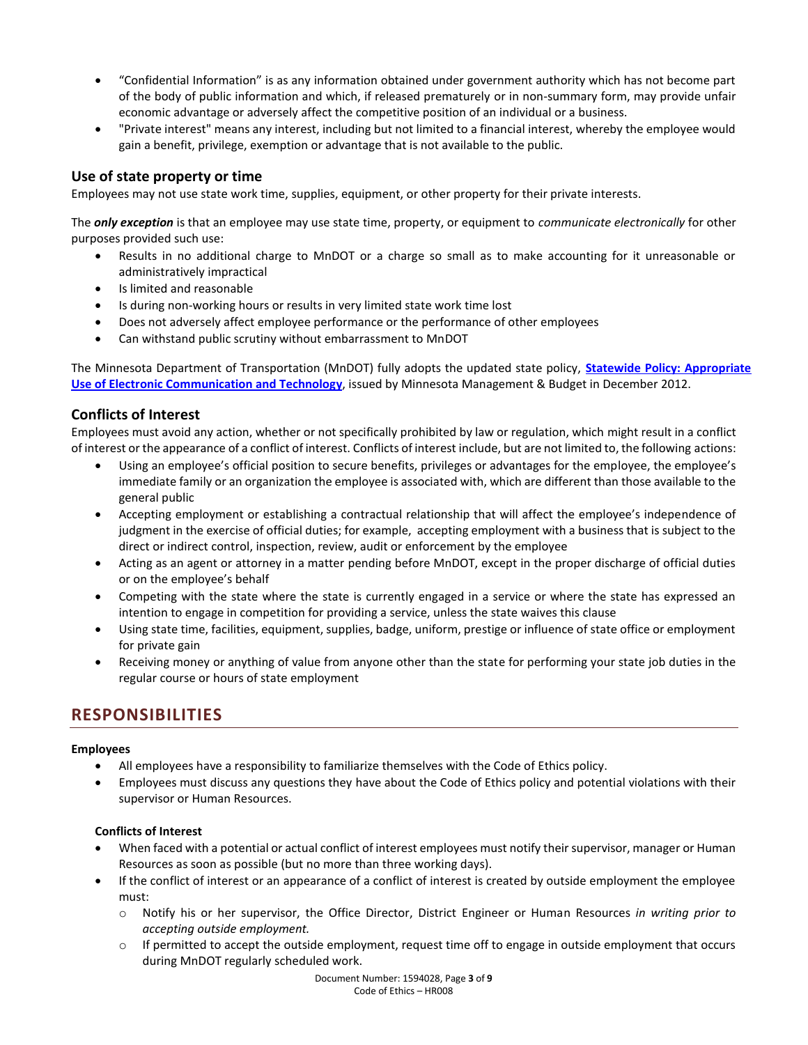- "Confidential Information" is as any information obtained under government authority which has not become part of the body of public information and which, if released prematurely or in non-summary form, may provide unfair economic advantage or adversely affect the competitive position of an individual or a business.
- "Private interest" means any interest, including but not limited to a financial interest, whereby the employee would gain a benefit, privilege, exemption or advantage that is not available to the public.

### Use of state property or time

Employees may not use state work time, supplies, equipment, or other property for their private interests.

The ***only exception*** is that an employee may use state time, property, or equipment to *communicate electronically* for other purposes provided such use:

- Results in no additional charge to MnDOT or a charge so small as to make accounting for it unreasonable or administratively impractical
- Is limited and reasonable
- Is during non-working hours or results in very limited state work time lost
- Does not adversely affect employee performance or the performance of other employees
- Can withstand public scrutiny without embarrassment to MnDOT

The Minnesota Department of Transportation (MnDOT) fully adopts the updated state policy, **Statewide Policy: Appropriate Use of Electronic Communication and Technology**, issued by Minnesota Management & Budget in December 2012.

### Conflicts of Interest

Employees must avoid any action, whether or not specifically prohibited by law or regulation, which might result in a conflict of interest or the appearance of a conflict of interest. Conflicts of interest include, but are not limited to, the following actions:

- Using an employee's official position to secure benefits, privileges or advantages for the employee, the employee's immediate family or an organization the employee is associated with, which are different than those available to the general public
- Accepting employment or establishing a contractual relationship that will affect the employee's independence of judgment in the exercise of official duties; for example, accepting employment with a business that is subject to the direct or indirect control, inspection, review, audit or enforcement by the employee
- Acting as an agent or attorney in a matter pending before MnDOT, except in the proper discharge of official duties or on the employee's behalf
- Competing with the state where the state is currently engaged in a service or where the state has expressed an intention to engage in competition for providing a service, unless the state waives this clause
- Using state time, facilities, equipment, supplies, badge, uniform, prestige or influence of state office or employment for private gain
- Receiving money or anything of value from anyone other than the state for performing your state job duties in the regular course or hours of state employment

## RESPONSIBILITIES

**Employees**

- All employees have a responsibility to familiarize themselves with the Code of Ethics policy.
- Employees must discuss any questions they have about the Code of Ethics policy and potential violations with their supervisor or Human Resources.

**Conflicts of Interest**

- When faced with a potential or actual conflict of interest employees must notify their supervisor, manager or Human Resources as soon as possible (but no more than three working days).
- If the conflict of interest or an appearance of a conflict of interest is created by outside employment the employee must:
  - Notify his or her supervisor, the Office Director, District Engineer or Human Resources *in writing prior to accepting outside employment.*
  - If permitted to accept the outside employment, request time off to engage in outside employment that occurs during MnDOT regularly scheduled work.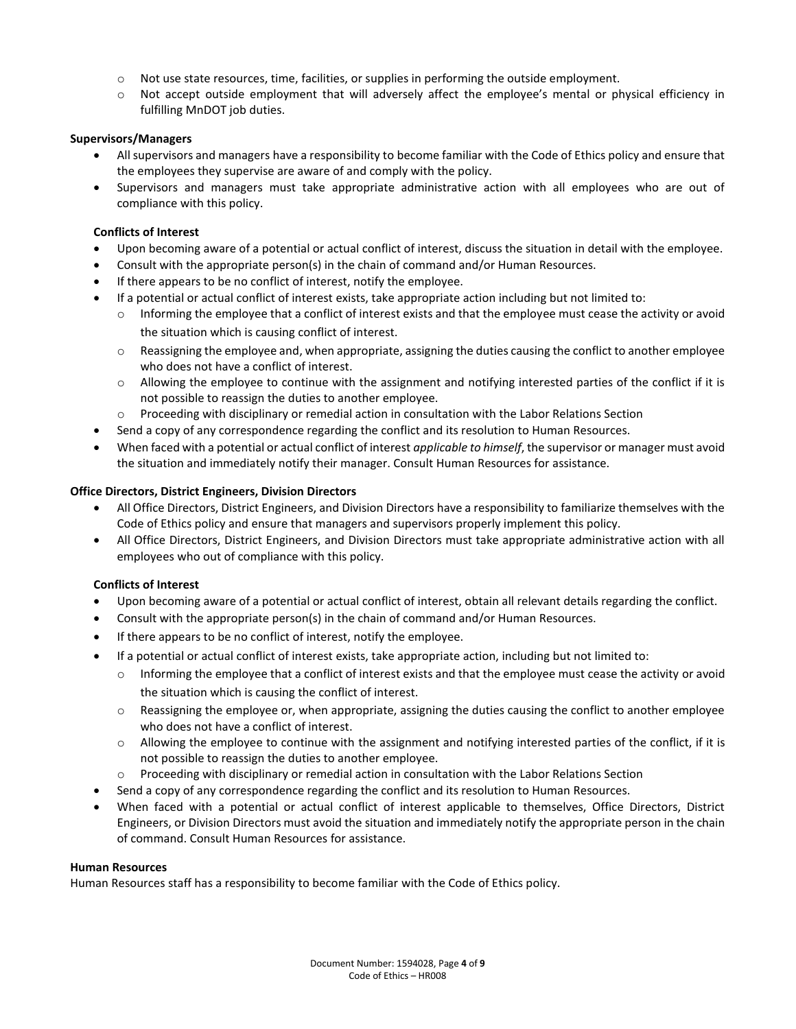- Not use state resources, time, facilities, or supplies in performing the outside employment.
    - Not accept outside employment that will adversely affect the employee's mental or physical efficiency in fulfilling MnDOT job duties.

**Supervisors/Managers**

- All supervisors and managers have a responsibility to become familiar with the Code of Ethics policy and ensure that the employees they supervise are aware of and comply with the policy.
- Supervisors and managers must take appropriate administrative action with all employees who are out of compliance with this policy.

**Conflicts of Interest**

- Upon becoming aware of a potential or actual conflict of interest, discuss the situation in detail with the employee.
- Consult with the appropriate person(s) in the chain of command and/or Human Resources.
- If there appears to be no conflict of interest, notify the employee.
- If a potential or actual conflict of interest exists, take appropriate action including but not limited to:
    - Informing the employee that a conflict of interest exists and that the employee must cease the activity or avoid the situation which is causing conflict of interest.
    - Reassigning the employee and, when appropriate, assigning the duties causing the conflict to another employee who does not have a conflict of interest.
    - Allowing the employee to continue with the assignment and notifying interested parties of the conflict if it is not possible to reassign the duties to another employee.
    - Proceeding with disciplinary or remedial action in consultation with the Labor Relations Section
- Send a copy of any correspondence regarding the conflict and its resolution to Human Resources.
- When faced with a potential or actual conflict of interest *applicable to himself*, the supervisor or manager must avoid the situation and immediately notify their manager. Consult Human Resources for assistance.

**Office Directors, District Engineers, Division Directors**

- All Office Directors, District Engineers, and Division Directors have a responsibility to familiarize themselves with the Code of Ethics policy and ensure that managers and supervisors properly implement this policy.
- All Office Directors, District Engineers, and Division Directors must take appropriate administrative action with all employees who out of compliance with this policy.

**Conflicts of Interest**

- Upon becoming aware of a potential or actual conflict of interest, obtain all relevant details regarding the conflict.
- Consult with the appropriate person(s) in the chain of command and/or Human Resources.
- If there appears to be no conflict of interest, notify the employee.
- If a potential or actual conflict of interest exists, take appropriate action, including but not limited to:
    - Informing the employee that a conflict of interest exists and that the employee must cease the activity or avoid the situation which is causing the conflict of interest.
    - Reassigning the employee or, when appropriate, assigning the duties causing the conflict to another employee who does not have a conflict of interest.
    - Allowing the employee to continue with the assignment and notifying interested parties of the conflict, if it is not possible to reassign the duties to another employee.
    - Proceeding with disciplinary or remedial action in consultation with the Labor Relations Section
- Send a copy of any correspondence regarding the conflict and its resolution to Human Resources.
- When faced with a potential or actual conflict of interest applicable to themselves, Office Directors, District Engineers, or Division Directors must avoid the situation and immediately notify the appropriate person in the chain of command. Consult Human Resources for assistance.

**Human Resources**

Human Resources staff has a responsibility to become familiar with the Code of Ethics policy.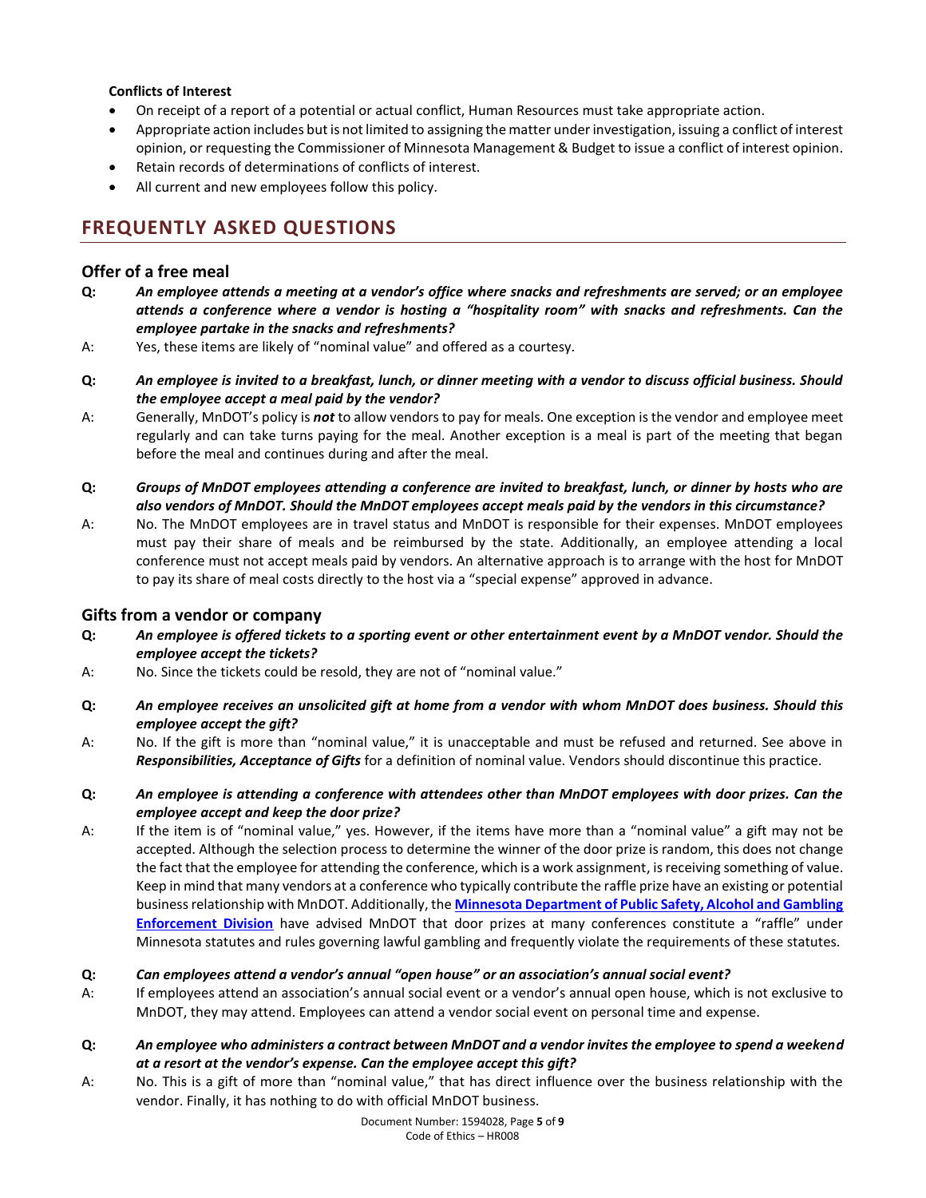**Conflicts of Interest**

- On receipt of a report of a potential or actual conflict, Human Resources must take appropriate action.
- Appropriate action includes but is not limited to assigning the matter under investigation, issuing a conflict of interest opinion, or requesting the Commissioner of Minnesota Management & Budget to issue a conflict of interest opinion.
- Retain records of determinations of conflicts of interest.
- All current and new employees follow this policy.

## FREQUENTLY ASKED QUESTIONS

### Offer of a free meal

**Q:** ***An employee attends a meeting at a vendor's office where snacks and refreshments are served; or an employee attends a conference where a vendor is hosting a "hospitality room" with snacks and refreshments. Can the employee partake in the snacks and refreshments?***

A: Yes, these items are likely of "nominal value" and offered as a courtesy.

**Q:** ***An employee is invited to a breakfast, lunch, or dinner meeting with a vendor to discuss official business. Should the employee accept a meal paid by the vendor?***

A: Generally, MnDOT's policy is ***not*** to allow vendors to pay for meals. One exception is the vendor and employee meet regularly and can take turns paying for the meal. Another exception is a meal is part of the meeting that began before the meal and continues during and after the meal.

**Q:** ***Groups of MnDOT employees attending a conference are invited to breakfast, lunch, or dinner by hosts who are also vendors of MnDOT. Should the MnDOT employees accept meals paid by the vendors in this circumstance?***

A: No. The MnDOT employees are in travel status and MnDOT is responsible for their expenses. MnDOT employees must pay their share of meals and be reimbursed by the state. Additionally, an employee attending a local conference must not accept meals paid by vendors. An alternative approach is to arrange with the host for MnDOT to pay its share of meal costs directly to the host via a "special expense" approved in advance.

### Gifts from a vendor or company

**Q:** ***An employee is offered tickets to a sporting event or other entertainment event by a MnDOT vendor. Should the employee accept the tickets?***

A: No. Since the tickets could be resold, they are not of "nominal value."

**Q:** ***An employee receives an unsolicited gift at home from a vendor with whom MnDOT does business. Should this employee accept the gift?***

A: No. If the gift is more than "nominal value," it is unacceptable and must be refused and returned. See above in ***Responsibilities, Acceptance of Gifts*** for a definition of nominal value. Vendors should discontinue this practice.

**Q:** ***An employee is attending a conference with attendees other than MnDOT employees with door prizes. Can the employee accept and keep the door prize?***

A: If the item is of "nominal value," yes. However, if the items have more than a "nominal value" a gift may not be accepted. Although the selection process to determine the winner of the door prize is random, this does not change the fact that the employee for attending the conference, which is a work assignment, is receiving something of value. Keep in mind that many vendors at a conference who typically contribute the raffle prize have an existing or potential business relationship with MnDOT. Additionally, the **Minnesota Department of Public Safety, Alcohol and Gambling Enforcement Division** have advised MnDOT that door prizes at many conferences constitute a "raffle" under Minnesota statutes and rules governing lawful gambling and frequently violate the requirements of these statutes.

**Q:** ***Can employees attend a vendor's annual "open house" or an association's annual social event?***

A: If employees attend an association's annual social event or a vendor's annual open house, which is not exclusive to MnDOT, they may attend. Employees can attend a vendor social event on personal time and expense.

**Q:** ***An employee who administers a contract between MnDOT and a vendor invites the employee to spend a weekend at a resort at the vendor's expense. Can the employee accept this gift?***

A: No. This is a gift of more than "nominal value," that has direct influence over the business relationship with the vendor. Finally, it has nothing to do with official MnDOT business.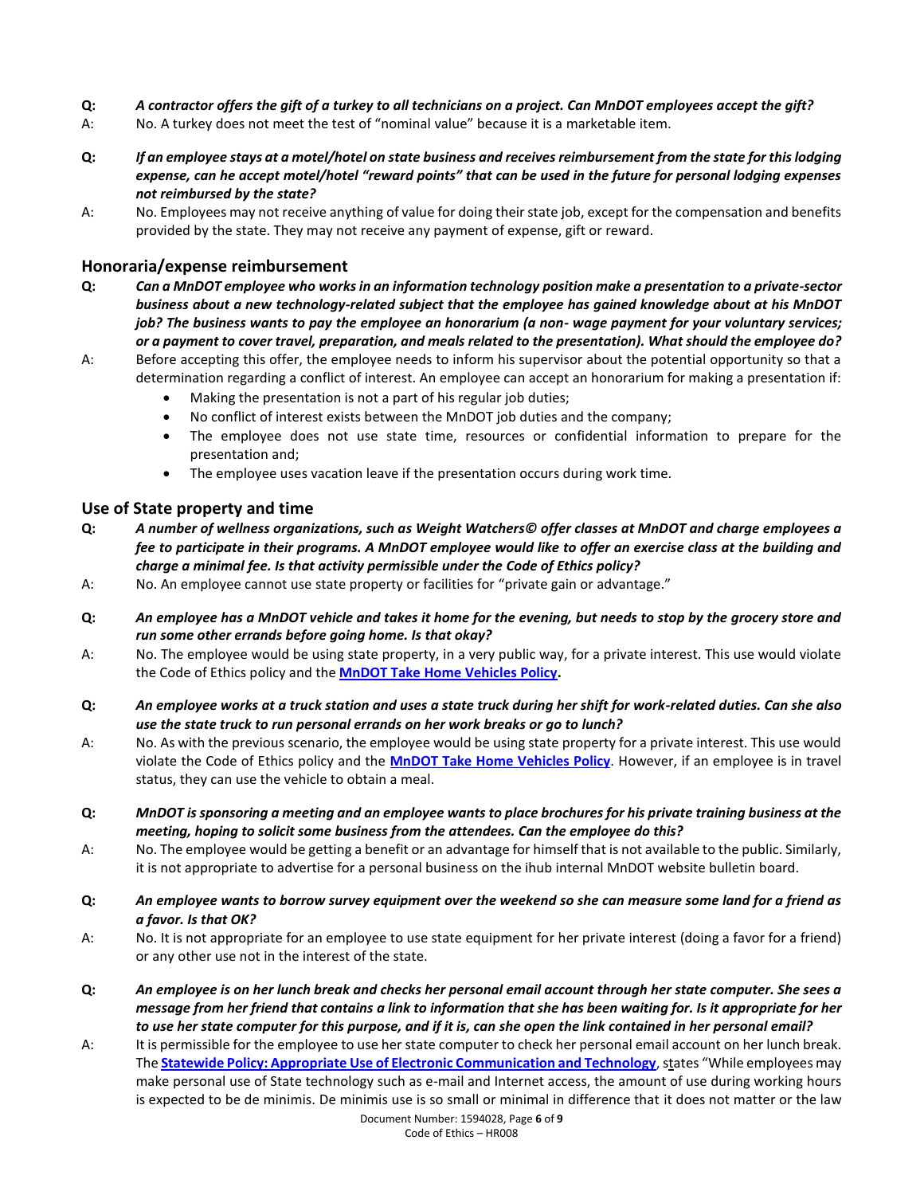**Q:** ***A contractor offers the gift of a turkey to all technicians on a project. Can MnDOT employees accept the gift?***

A: No. A turkey does not meet the test of "nominal value" because it is a marketable item.

**Q:** ***If an employee stays at a motel/hotel on state business and receives reimbursement from the state for this lodging expense, can he accept motel/hotel "reward points" that can be used in the future for personal lodging expenses not reimbursed by the state?***

A: No. Employees may not receive anything of value for doing their state job, except for the compensation and benefits provided by the state. They may not receive any payment of expense, gift or reward.

## Honoraria/expense reimbursement

**Q:** ***Can a MnDOT employee who works in an information technology position make a presentation to a private-sector business about a new technology-related subject that the employee has gained knowledge about at his MnDOT job? The business wants to pay the employee an honorarium (a non- wage payment for your voluntary services; or a payment to cover travel, preparation, and meals related to the presentation). What should the employee do?***

A: Before accepting this offer, the employee needs to inform his supervisor about the potential opportunity so that a determination regarding a conflict of interest. An employee can accept an honorarium for making a presentation if:

- Making the presentation is not a part of his regular job duties;
- No conflict of interest exists between the MnDOT job duties and the company;
- The employee does not use state time, resources or confidential information to prepare for the presentation and;
- The employee uses vacation leave if the presentation occurs during work time.

## Use of State property and time

**Q:** ***A number of wellness organizations, such as Weight Watchers© offer classes at MnDOT and charge employees a fee to participate in their programs. A MnDOT employee would like to offer an exercise class at the building and charge a minimal fee. Is that activity permissible under the Code of Ethics policy?***

A: No. An employee cannot use state property or facilities for "private gain or advantage."

**Q:** ***An employee has a MnDOT vehicle and takes it home for the evening, but needs to stop by the grocery store and run some other errands before going home. Is that okay?***

A: No. The employee would be using state property, in a very public way, for a private interest. This use would violate the Code of Ethics policy and the **MnDOT Take Home Vehicles Policy.**

**Q:** ***An employee works at a truck station and uses a state truck during her shift for work-related duties. Can she also use the state truck to run personal errands on her work breaks or go to lunch?***

A: No. As with the previous scenario, the employee would be using state property for a private interest. This use would violate the Code of Ethics policy and the **MnDOT Take Home Vehicles Policy**. However, if an employee is in travel status, they can use the vehicle to obtain a meal.

**Q:** ***MnDOT is sponsoring a meeting and an employee wants to place brochures for his private training business at the meeting, hoping to solicit some business from the attendees. Can the employee do this?***

A: No. The employee would be getting a benefit or an advantage for himself that is not available to the public. Similarly, it is not appropriate to advertise for a personal business on the ihub internal MnDOT website bulletin board.

**Q:** ***An employee wants to borrow survey equipment over the weekend so she can measure some land for a friend as a favor. Is that OK?***

A: No. It is not appropriate for an employee to use state equipment for her private interest (doing a favor for a friend) or any other use not in the interest of the state.

**Q:** ***An employee is on her lunch break and checks her personal email account through her state computer. She sees a message from her friend that contains a link to information that she has been waiting for. Is it appropriate for her to use her state computer for this purpose, and if it is, can she open the link contained in her personal email?***

A: It is permissible for the employee to use her state computer to check her personal email account on her lunch break. The **Statewide Policy: Appropriate Use of Electronic Communication and Technology**, states "While employees may make personal use of State technology such as e-mail and Internet access, the amount of use during working hours is expected to be de minimis. De minimis use is so small or minimal in difference that it does not matter or the law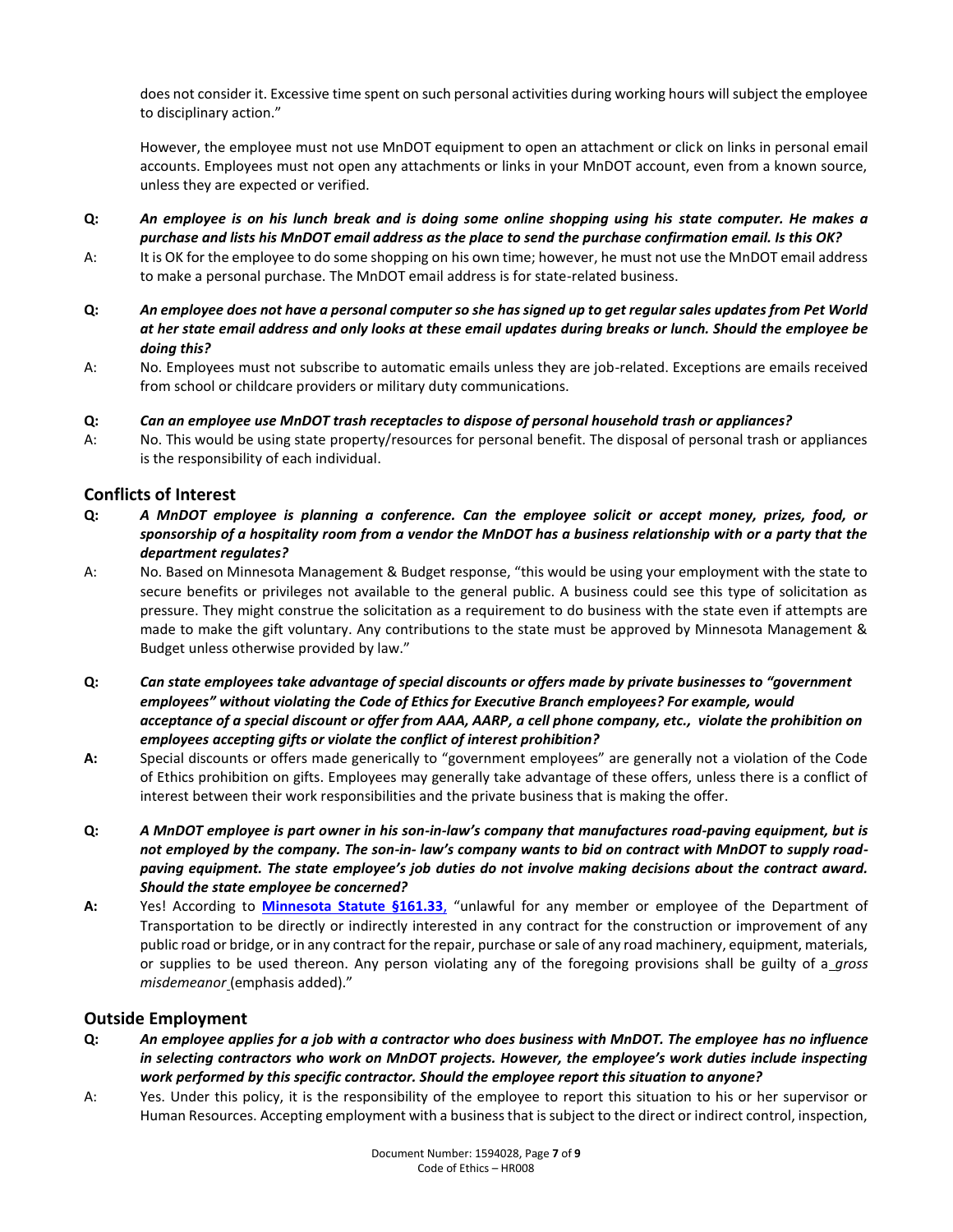does not consider it. Excessive time spent on such personal activities during working hours will subject the employee to disciplinary action."

However, the employee must not use MnDOT equipment to open an attachment or click on links in personal email accounts. Employees must not open any attachments or links in your MnDOT account, even from a known source, unless they are expected or verified.

**Q:** ***An employee is on his lunch break and is doing some online shopping using his state computer. He makes a purchase and lists his MnDOT email address as the place to send the purchase confirmation email. Is this OK?***

A: It is OK for the employee to do some shopping on his own time; however, he must not use the MnDOT email address to make a personal purchase. The MnDOT email address is for state-related business.

**Q:** ***An employee does not have a personal computer so she has signed up to get regular sales updates from Pet World at her state email address and only looks at these email updates during breaks or lunch. Should the employee be doing this?***

A: No. Employees must not subscribe to automatic emails unless they are job-related. Exceptions are emails received from school or childcare providers or military duty communications.

**Q:** ***Can an employee use MnDOT trash receptacles to dispose of personal household trash or appliances?***

A: No. This would be using state property/resources for personal benefit. The disposal of personal trash or appliances is the responsibility of each individual.

## Conflicts of Interest

**Q:** ***A MnDOT employee is planning a conference. Can the employee solicit or accept money, prizes, food, or sponsorship of a hospitality room from a vendor the MnDOT has a business relationship with or a party that the department regulates?***

A: No. Based on Minnesota Management & Budget response, "this would be using your employment with the state to secure benefits or privileges not available to the general public. A business could see this type of solicitation as pressure. They might construe the solicitation as a requirement to do business with the state even if attempts are made to make the gift voluntary. Any contributions to the state must be approved by Minnesota Management & Budget unless otherwise provided by law."

**Q:** ***Can state employees take advantage of special discounts or offers made by private businesses to "government employees" without violating the Code of Ethics for Executive Branch employees? For example, would acceptance of a special discount or offer from AAA, AARP, a cell phone company, etc., violate the prohibition on employees accepting gifts or violate the conflict of interest prohibition?***

**A:** Special discounts or offers made generically to "government employees" are generally not a violation of the Code of Ethics prohibition on gifts. Employees may generally take advantage of these offers, unless there is a conflict of interest between their work responsibilities and the private business that is making the offer.

**Q:** ***A MnDOT employee is part owner in his son-in-law's company that manufactures road-paving equipment, but is not employed by the company. The son-in- law's company wants to bid on contract with MnDOT to supply road-paving equipment. The state employee's job duties do not involve making decisions about the contract award. Should the state employee be concerned?***

**A:** Yes! According to **Minnesota Statute §161.33**, "unlawful for any member or employee of the Department of Transportation to be directly or indirectly interested in any contract for the construction or improvement of any public road or bridge, or in any contract for the repair, purchase or sale of any road machinery, equipment, materials, or supplies to be used thereon. Any person violating any of the foregoing provisions shall be guilty of a *gross misdemeanor* (emphasis added)."

## Outside Employment

**Q:** ***An employee applies for a job with a contractor who does business with MnDOT. The employee has no influence in selecting contractors who work on MnDOT projects. However, the employee's work duties include inspecting work performed by this specific contractor. Should the employee report this situation to anyone?***

A: Yes. Under this policy, it is the responsibility of the employee to report this situation to his or her supervisor or Human Resources. Accepting employment with a business that is subject to the direct or indirect control, inspection,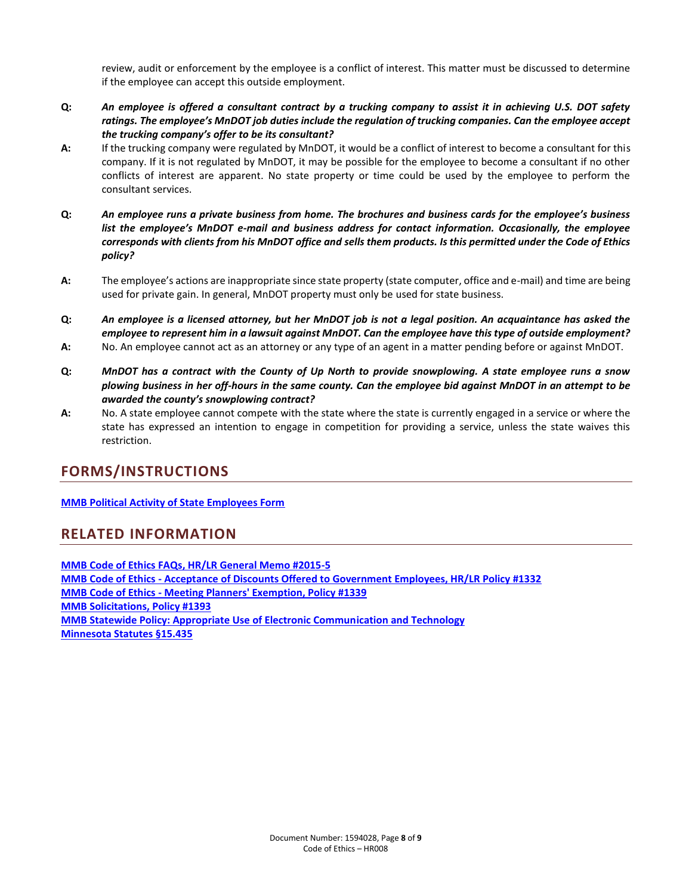review, audit or enforcement by the employee is a conflict of interest. This matter must be discussed to determine if the employee can accept this outside employment.

**Q:** ***An employee is offered a consultant contract by a trucking company to assist it in achieving U.S. DOT safety ratings. The employee's MnDOT job duties include the regulation of trucking companies. Can the employee accept the trucking company's offer to be its consultant?***

**A:** If the trucking company were regulated by MnDOT, it would be a conflict of interest to become a consultant for this company. If it is not regulated by MnDOT, it may be possible for the employee to become a consultant if no other conflicts of interest are apparent. No state property or time could be used by the employee to perform the consultant services.

**Q:** ***An employee runs a private business from home. The brochures and business cards for the employee's business list the employee's MnDOT e-mail and business address for contact information. Occasionally, the employee corresponds with clients from his MnDOT office and sells them products. Is this permitted under the Code of Ethics policy?***

**A:** The employee's actions are inappropriate since state property (state computer, office and e-mail) and time are being used for private gain. In general, MnDOT property must only be used for state business.

**Q:** ***An employee is a licensed attorney, but her MnDOT job is not a legal position. An acquaintance has asked the employee to represent him in a lawsuit against MnDOT. Can the employee have this type of outside employment?***

**A:** No. An employee cannot act as an attorney or any type of an agent in a matter pending before or against MnDOT.

**Q:** ***MnDOT has a contract with the County of Up North to provide snowplowing. A state employee runs a snow plowing business in her off-hours in the same county. Can the employee bid against MnDOT in an attempt to be awarded the county's snowplowing contract?***

**A:** No. A state employee cannot compete with the state where the state is currently engaged in a service or where the state has expressed an intention to engage in competition for providing a service, unless the state waives this restriction.

## FORMS/INSTRUCTIONS

**MMB Political Activity of State Employees Form**

## RELATED INFORMATION

**MMB Code of Ethics FAQs, HR/LR General Memo #2015-5**
**MMB Code of Ethics - Acceptance of Discounts Offered to Government Employees, HR/LR Policy #1332**
**MMB Code of Ethics - Meeting Planners' Exemption, Policy #1339**
**MMB Solicitations, Policy #1393**
**MMB Statewide Policy: Appropriate Use of Electronic Communication and Technology**
**Minnesota Statutes §15.435**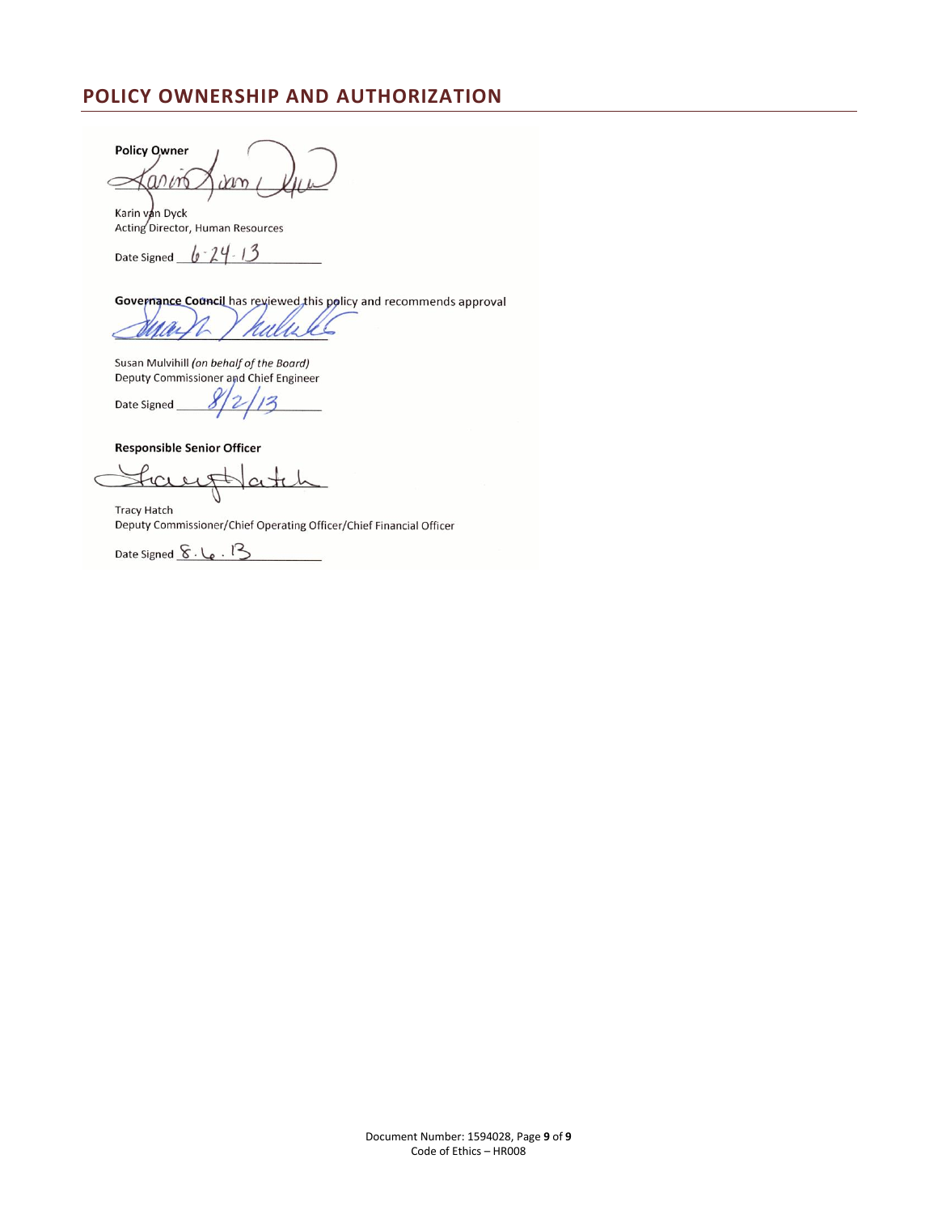## POLICY OWNERSHIP AND AUTHORIZATION

**Policy Owner**

Karin van Dyck
Acting Director, Human Resources

Date Signed 6-24-13

**Governance Council** has reviewed this policy and recommends approval

Susan Mulvihill *(on behalf of the Board)*
Deputy Commissioner and Chief Engineer

Date Signed 8/2/13

**Responsible Senior Officer**

Tracy Hatch
Deputy Commissioner/Chief Operating Officer/Chief Financial Officer

Date Signed 8.6.13

Document Number: 1594028
Code of Ethics – HR008